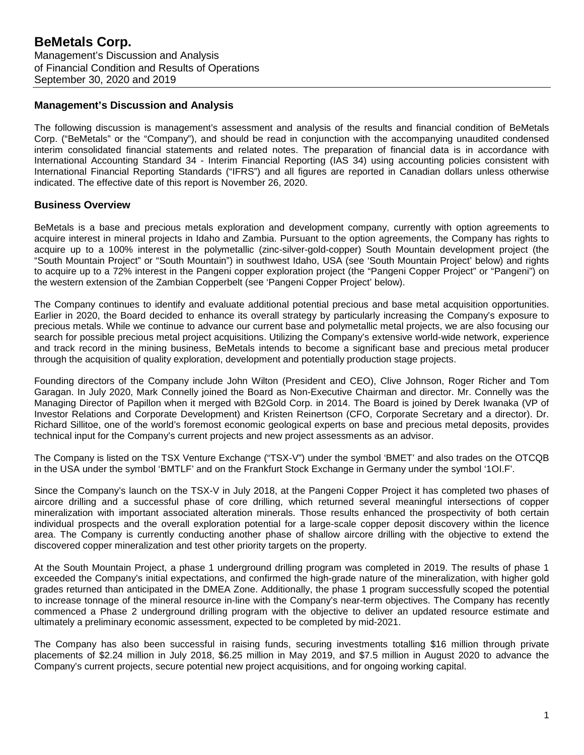# BeMetals Corp.

Management's Discussion and Analysis
of Financial Condition and Results of Operations
September 30, 2020 and 2019

## Management's Discussion and Analysis

The following discussion is management's assessment and analysis of the results and financial condition of BeMetals Corp. ("BeMetals" or the "Company"), and should be read in conjunction with the accompanying unaudited condensed interim consolidated financial statements and related notes. The preparation of financial data is in accordance with International Accounting Standard 34 - Interim Financial Reporting (IAS 34) using accounting policies consistent with International Financial Reporting Standards ("IFRS") and all figures are reported in Canadian dollars unless otherwise indicated. The effective date of this report is November 26, 2020.

## Business Overview

BeMetals is a base and precious metals exploration and development company, currently with option agreements to acquire interest in mineral projects in Idaho and Zambia. Pursuant to the option agreements, the Company has rights to acquire up to a 100% interest in the polymetallic (zinc-silver-gold-copper) South Mountain development project (the "South Mountain Project" or "South Mountain") in southwest Idaho, USA (see 'South Mountain Project' below) and rights to acquire up to a 72% interest in the Pangeni copper exploration project (the "Pangeni Copper Project" or "Pangeni") on the western extension of the Zambian Copperbelt (see 'Pangeni Copper Project' below).

The Company continues to identify and evaluate additional potential precious and base metal acquisition opportunities. Earlier in 2020, the Board decided to enhance its overall strategy by particularly increasing the Company's exposure to precious metals. While we continue to advance our current base and polymetallic metal projects, we are also focusing our search for possible precious metal project acquisitions. Utilizing the Company's extensive world-wide network, experience and track record in the mining business, BeMetals intends to become a significant base and precious metal producer through the acquisition of quality exploration, development and potentially production stage projects.

Founding directors of the Company include John Wilton (President and CEO), Clive Johnson, Roger Richer and Tom Garagan. In July 2020, Mark Connelly joined the Board as Non-Executive Chairman and director. Mr. Connelly was the Managing Director of Papillon when it merged with B2Gold Corp. in 2014. The Board is joined by Derek Iwanaka (VP of Investor Relations and Corporate Development) and Kristen Reinertson (CFO, Corporate Secretary and a director). Dr. Richard Sillitoe, one of the world's foremost economic geological experts on base and precious metal deposits, provides technical input for the Company's current projects and new project assessments as an advisor.

The Company is listed on the TSX Venture Exchange ("TSX-V") under the symbol 'BMET' and also trades on the OTCQB in the USA under the symbol 'BMTLF' and on the Frankfurt Stock Exchange in Germany under the symbol '1OI.F'.

Since the Company's launch on the TSX-V in July 2018, at the Pangeni Copper Project it has completed two phases of aircore drilling and a successful phase of core drilling, which returned several meaningful intersections of copper mineralization with important associated alteration minerals. Those results enhanced the prospectivity of both certain individual prospects and the overall exploration potential for a large-scale copper deposit discovery within the licence area. The Company is currently conducting another phase of shallow aircore drilling with the objective to extend the discovered copper mineralization and test other priority targets on the property.

At the South Mountain Project, a phase 1 underground drilling program was completed in 2019. The results of phase 1 exceeded the Company's initial expectations, and confirmed the high-grade nature of the mineralization, with higher gold grades returned than anticipated in the DMEA Zone. Additionally, the phase 1 program successfully scoped the potential to increase tonnage of the mineral resource in-line with the Company's near-term objectives. The Company has recently commenced a Phase 2 underground drilling program with the objective to deliver an updated resource estimate and ultimately a preliminary economic assessment, expected to be completed by mid-2021.

The Company has also been successful in raising funds, securing investments totalling $16 million through private placements of $2.24 million in July 2018, $6.25 million in May 2019, and $7.5 million in August 2020 to advance the Company's current projects, secure potential new project acquisitions, and for ongoing working capital.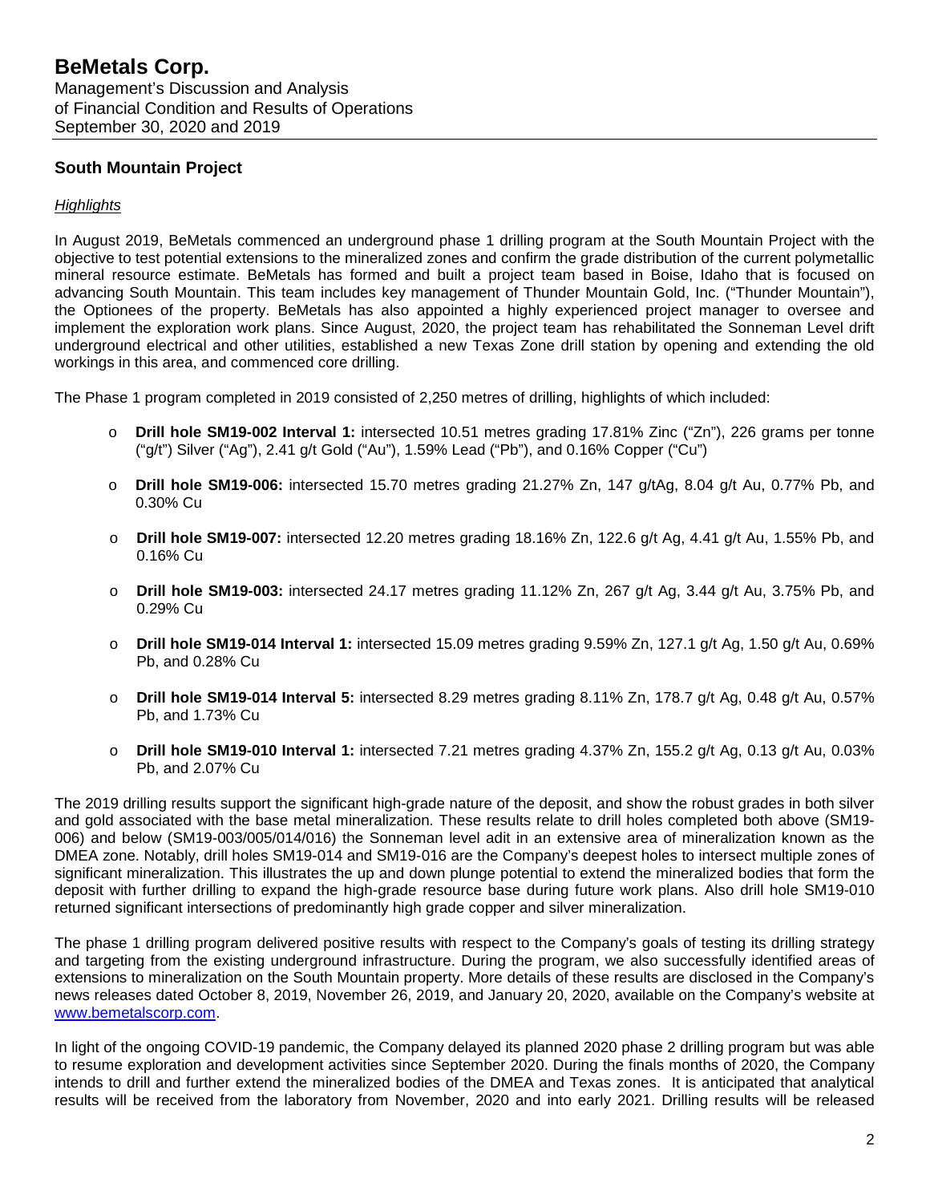## South Mountain Project

### *Highlights*

In August 2019, BeMetals commenced an underground phase 1 drilling program at the South Mountain Project with the objective to test potential extensions to the mineralized zones and confirm the grade distribution of the current polymetallic mineral resource estimate. BeMetals has formed and built a project team based in Boise, Idaho that is focused on advancing South Mountain. This team includes key management of Thunder Mountain Gold, Inc. ("Thunder Mountain"), the Optionees of the property. BeMetals has also appointed a highly experienced project manager to oversee and implement the exploration work plans. Since August, 2020, the project team has rehabilitated the Sonneman Level drift underground electrical and other utilities, established a new Texas Zone drill station by opening and extending the old workings in this area, and commenced core drilling.

The Phase 1 program completed in 2019 consisted of 2,250 metres of drilling, highlights of which included:

- **Drill hole SM19-002 Interval 1:** intersected 10.51 metres grading 17.81% Zinc ("Zn"), 226 grams per tonne ("g/t") Silver ("Ag"), 2.41 g/t Gold ("Au"), 1.59% Lead ("Pb"), and 0.16% Copper ("Cu")
- **Drill hole SM19-006:** intersected 15.70 metres grading 21.27% Zn, 147 g/tAg, 8.04 g/t Au, 0.77% Pb, and 0.30% Cu
- **Drill hole SM19-007:** intersected 12.20 metres grading 18.16% Zn, 122.6 g/t Ag, 4.41 g/t Au, 1.55% Pb, and 0.16% Cu
- **Drill hole SM19-003:** intersected 24.17 metres grading 11.12% Zn, 267 g/t Ag, 3.44 g/t Au, 3.75% Pb, and 0.29% Cu
- **Drill hole SM19-014 Interval 1:** intersected 15.09 metres grading 9.59% Zn, 127.1 g/t Ag, 1.50 g/t Au, 0.69% Pb, and 0.28% Cu
- **Drill hole SM19-014 Interval 5:** intersected 8.29 metres grading 8.11% Zn, 178.7 g/t Ag, 0.48 g/t Au, 0.57% Pb, and 1.73% Cu
- **Drill hole SM19-010 Interval 1:** intersected 7.21 metres grading 4.37% Zn, 155.2 g/t Ag, 0.13 g/t Au, 0.03% Pb, and 2.07% Cu

The 2019 drilling results support the significant high-grade nature of the deposit, and show the robust grades in both silver and gold associated with the base metal mineralization. These results relate to drill holes completed both above (SM19-006) and below (SM19-003/005/014/016) the Sonneman level adit in an extensive area of mineralization known as the DMEA zone. Notably, drill holes SM19-014 and SM19-016 are the Company's deepest holes to intersect multiple zones of significant mineralization. This illustrates the up and down plunge potential to extend the mineralized bodies that form the deposit with further drilling to expand the high-grade resource base during future work plans. Also drill hole SM19-010 returned significant intersections of predominantly high grade copper and silver mineralization.

The phase 1 drilling program delivered positive results with respect to the Company's goals of testing its drilling strategy and targeting from the existing underground infrastructure. During the program, we also successfully identified areas of extensions to mineralization on the South Mountain property. More details of these results are disclosed in the Company's news releases dated October 8, 2019, November 26, 2019, and January 20, 2020, available on the Company's website at [www.bemetalscorp.com](http://www.bemetalscorp.com).

In light of the ongoing COVID-19 pandemic, the Company delayed its planned 2020 phase 2 drilling program but was able to resume exploration and development activities since September 2020. During the finals months of 2020, the Company intends to drill and further extend the mineralized bodies of the DMEA and Texas zones. It is anticipated that analytical results will be received from the laboratory from November, 2020 and into early 2021. Drilling results will be released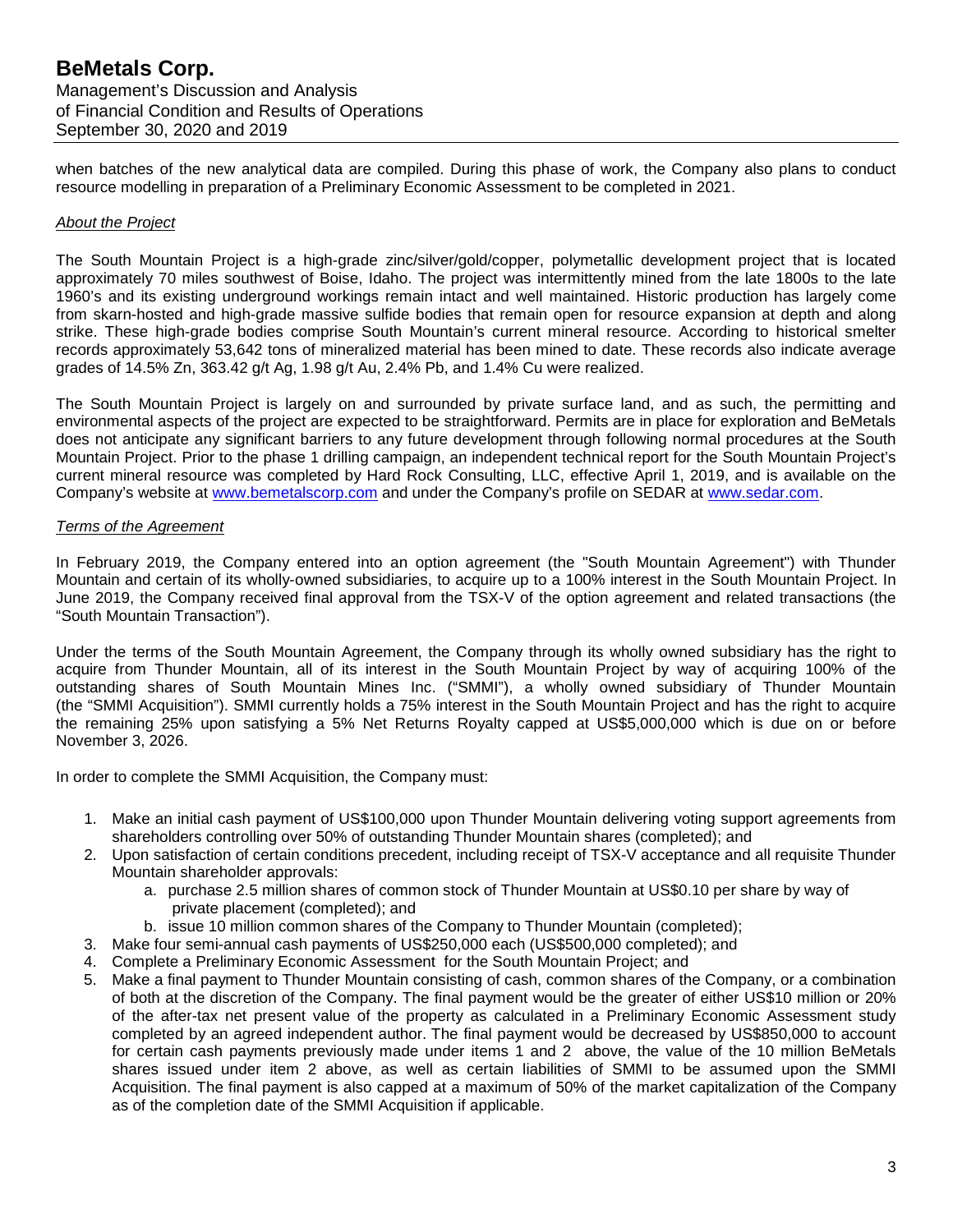when batches of the new analytical data are compiled. During this phase of work, the Company also plans to conduct resource modelling in preparation of a Preliminary Economic Assessment to be completed in 2021.

*About the Project*

The South Mountain Project is a high-grade zinc/silver/gold/copper, polymetallic development project that is located approximately 70 miles southwest of Boise, Idaho. The project was intermittently mined from the late 1800s to the late 1960's and its existing underground workings remain intact and well maintained. Historic production has largely come from skarn-hosted and high-grade massive sulfide bodies that remain open for resource expansion at depth and along strike. These high-grade bodies comprise South Mountain's current mineral resource. According to historical smelter records approximately 53,642 tons of mineralized material has been mined to date. These records also indicate average grades of 14.5% Zn, 363.42 g/t Ag, 1.98 g/t Au, 2.4% Pb, and 1.4% Cu were realized.

The South Mountain Project is largely on and surrounded by private surface land, and as such, the permitting and environmental aspects of the project are expected to be straightforward. Permits are in place for exploration and BeMetals does not anticipate any significant barriers to any future development through following normal procedures at the South Mountain Project. Prior to the phase 1 drilling campaign, an independent technical report for the South Mountain Project's current mineral resource was completed by Hard Rock Consulting, LLC, effective April 1, 2019, and is available on the Company's website at www.bemetalscorp.com and under the Company's profile on SEDAR at www.sedar.com.

*Terms of the Agreement*

In February 2019, the Company entered into an option agreement (the "South Mountain Agreement") with Thunder Mountain and certain of its wholly-owned subsidiaries, to acquire up to a 100% interest in the South Mountain Project. In June 2019, the Company received final approval from the TSX-V of the option agreement and related transactions (the "South Mountain Transaction").

Under the terms of the South Mountain Agreement, the Company through its wholly owned subsidiary has the right to acquire from Thunder Mountain, all of its interest in the South Mountain Project by way of acquiring 100% of the outstanding shares of South Mountain Mines Inc. ("SMMI"), a wholly owned subsidiary of Thunder Mountain (the "SMMI Acquisition"). SMMI currently holds a 75% interest in the South Mountain Project and has the right to acquire the remaining 25% upon satisfying a 5% Net Returns Royalty capped at US$5,000,000 which is due on or before November 3, 2026.

In order to complete the SMMI Acquisition, the Company must:

1. Make an initial cash payment of US$100,000 upon Thunder Mountain delivering voting support agreements from shareholders controlling over 50% of outstanding Thunder Mountain shares (completed); and
2. Upon satisfaction of certain conditions precedent, including receipt of TSX-V acceptance and all requisite Thunder Mountain shareholder approvals:
   a. purchase 2.5 million shares of common stock of Thunder Mountain at US$0.10 per share by way of private placement (completed); and
   b. issue 10 million common shares of the Company to Thunder Mountain (completed);
3. Make four semi-annual cash payments of US$250,000 each (US$500,000 completed); and
4. Complete a Preliminary Economic Assessment for the South Mountain Project; and
5. Make a final payment to Thunder Mountain consisting of cash, common shares of the Company, or a combination of both at the discretion of the Company. The final payment would be the greater of either US$10 million or 20% of the after-tax net present value of the property as calculated in a Preliminary Economic Assessment study completed by an agreed independent author. The final payment would be decreased by US$850,000 to account for certain cash payments previously made under items 1 and 2 above, the value of the 10 million BeMetals shares issued under item 2 above, as well as certain liabilities of SMMI to be assumed upon the SMMI Acquisition. The final payment is also capped at a maximum of 50% of the market capitalization of the Company as of the completion date of the SMMI Acquisition if applicable.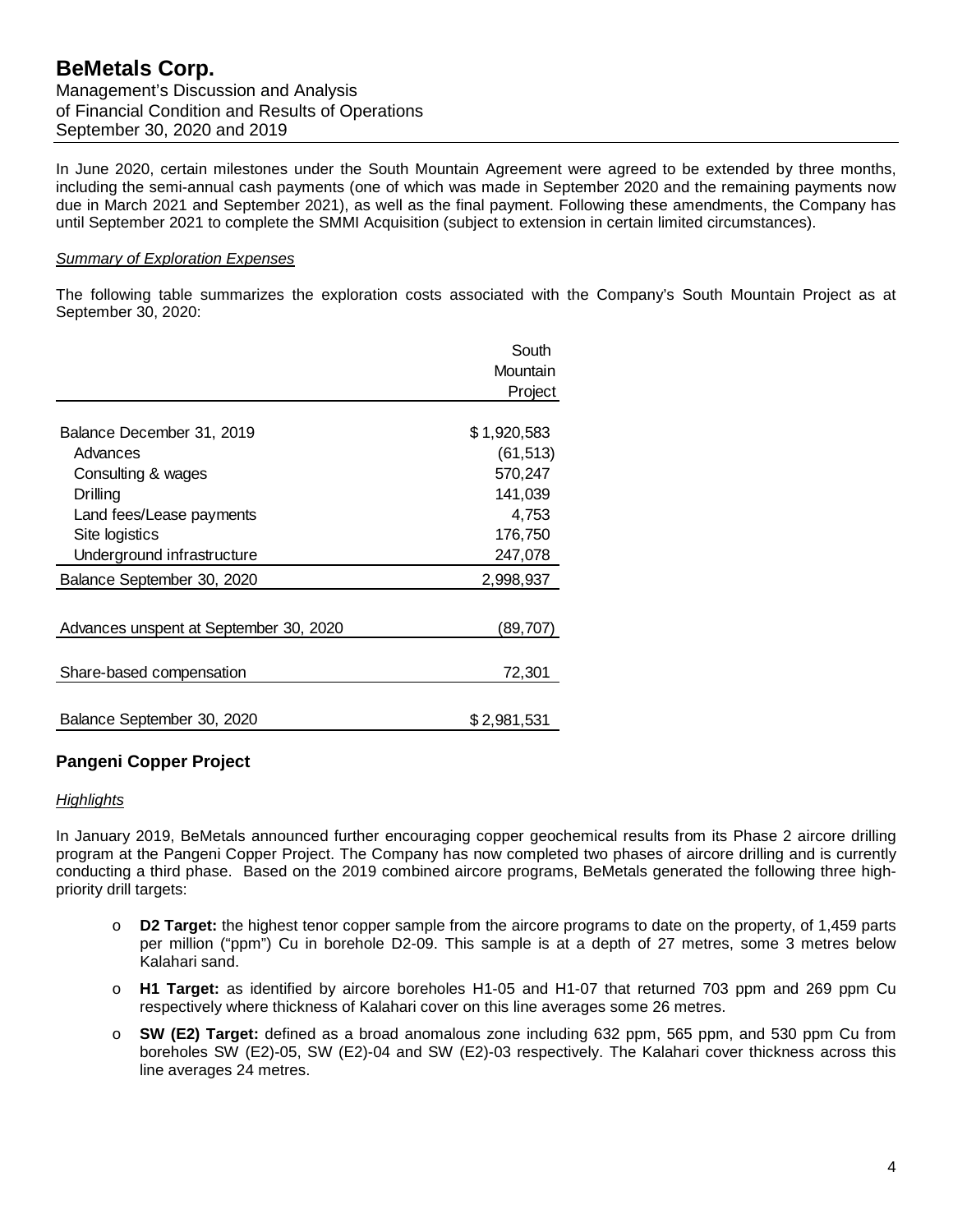In June 2020, certain milestones under the South Mountain Agreement were agreed to be extended by three months, including the semi-annual cash payments (one of which was made in September 2020 and the remaining payments now due in March 2021 and September 2021), as well as the final payment. Following these amendments, the Company has until September 2021 to complete the SMMI Acquisition (subject to extension in certain limited circumstances).

*Summary of Exploration Expenses*

The following table summarizes the exploration costs associated with the Company's South Mountain Project as at September 30, 2020:

| | South Mountain Project |
|---|---|
| Balance December 31, 2019 | $ 1,920,583 |
| Advances | (61,513) |
| Consulting & wages | 570,247 |
| Drilling | 141,039 |
| Land fees/Lease payments | 4,753 |
| Site logistics | 176,750 |
| Underground infrastructure | 247,078 |
| Balance September 30, 2020 | 2,998,937 |
| Advances unspent at September 30, 2020 | (89,707) |
| Share-based compensation | 72,301 |
| Balance September 30, 2020 | $ 2,981,531 |

## Pangeni Copper Project

*Highlights*

In January 2019, BeMetals announced further encouraging copper geochemical results from its Phase 2 aircore drilling program at the Pangeni Copper Project. The Company has now completed two phases of aircore drilling and is currently conducting a third phase. Based on the 2019 combined aircore programs, BeMetals generated the following three high-priority drill targets:

- **D2 Target:** the highest tenor copper sample from the aircore programs to date on the property, of 1,459 parts per million ("ppm") Cu in borehole D2-09. This sample is at a depth of 27 metres, some 3 metres below Kalahari sand.
- **H1 Target:** as identified by aircore boreholes H1-05 and H1-07 that returned 703 ppm and 269 ppm Cu respectively where thickness of Kalahari cover on this line averages some 26 metres.
- **SW (E2) Target:** defined as a broad anomalous zone including 632 ppm, 565 ppm, and 530 ppm Cu from boreholes SW (E2)-05, SW (E2)-04 and SW (E2)-03 respectively. The Kalahari cover thickness across this line averages 24 metres.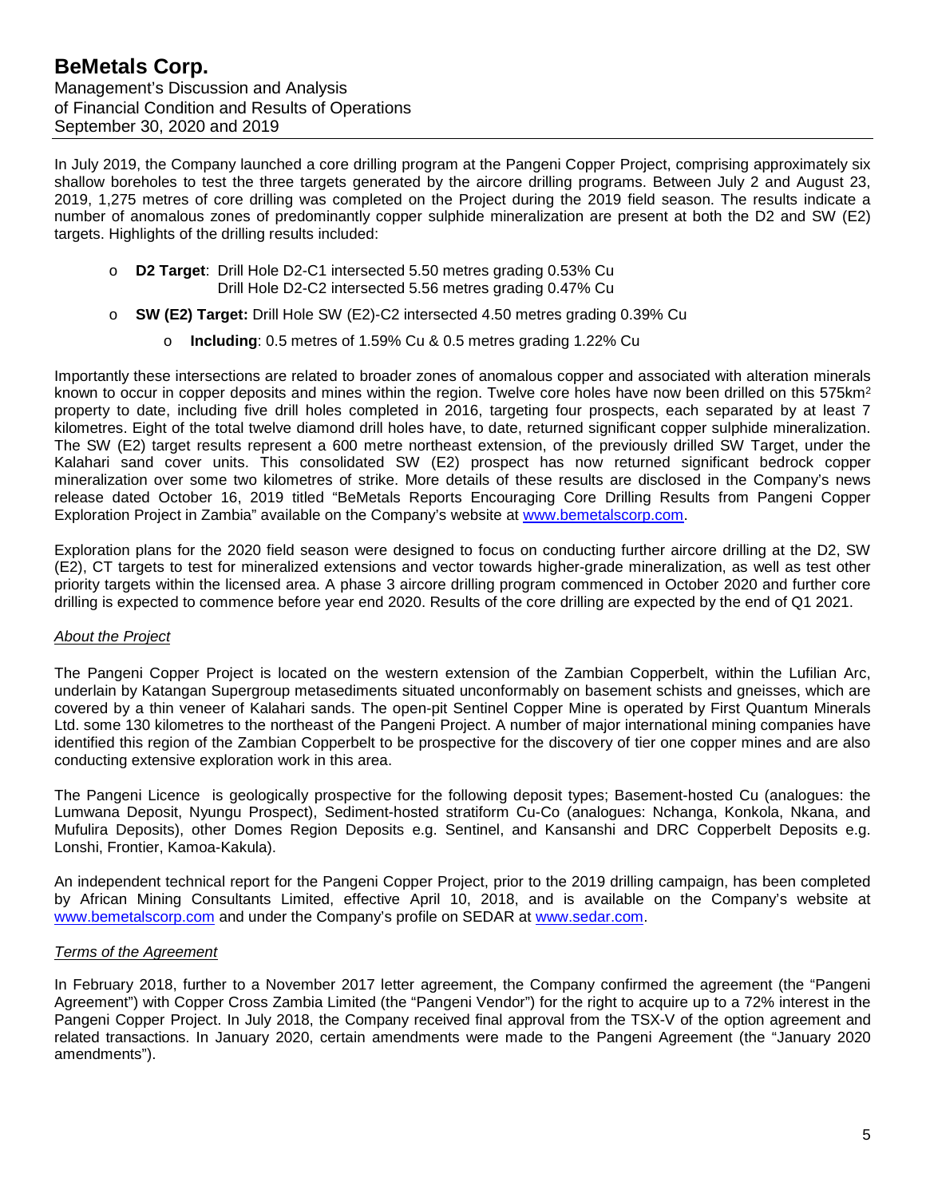In July 2019, the Company launched a core drilling program at the Pangeni Copper Project, comprising approximately six shallow boreholes to test the three targets generated by the aircore drilling programs. Between July 2 and August 23, 2019, 1,275 metres of core drilling was completed on the Project during the 2019 field season. The results indicate a number of anomalous zones of predominantly copper sulphide mineralization are present at both the D2 and SW (E2) targets. Highlights of the drilling results included:

- **D2 Target**: Drill Hole D2-C1 intersected 5.50 metres grading 0.53% Cu
  Drill Hole D2-C2 intersected 5.56 metres grading 0.47% Cu
- **SW (E2) Target:** Drill Hole SW (E2)-C2 intersected 4.50 metres grading 0.39% Cu
  - **Including**: 0.5 metres of 1.59% Cu & 0.5 metres grading 1.22% Cu

Importantly these intersections are related to broader zones of anomalous copper and associated with alteration minerals known to occur in copper deposits and mines within the region. Twelve core holes have now been drilled on this 575km$^2$ property to date, including five drill holes completed in 2016, targeting four prospects, each separated by at least 7 kilometres. Eight of the total twelve diamond drill holes have, to date, returned significant copper sulphide mineralization. The SW (E2) target results represent a 600 metre northeast extension, of the previously drilled SW Target, under the Kalahari sand cover units. This consolidated SW (E2) prospect has now returned significant bedrock copper mineralization over some two kilometres of strike. More details of these results are disclosed in the Company's news release dated October 16, 2019 titled "BeMetals Reports Encouraging Core Drilling Results from Pangeni Copper Exploration Project in Zambia" available on the Company's website at www.bemetalscorp.com.

Exploration plans for the 2020 field season were designed to focus on conducting further aircore drilling at the D2, SW (E2), CT targets to test for mineralized extensions and vector towards higher-grade mineralization, as well as test other priority targets within the licensed area. A phase 3 aircore drilling program commenced in October 2020 and further core drilling is expected to commence before year end 2020. Results of the core drilling are expected by the end of Q1 2021.

*About the Project*

The Pangeni Copper Project is located on the western extension of the Zambian Copperbelt, within the Lufilian Arc, underlain by Katangan Supergroup metasediments situated unconformably on basement schists and gneisses, which are covered by a thin veneer of Kalahari sands. The open-pit Sentinel Copper Mine is operated by First Quantum Minerals Ltd. some 130 kilometres to the northeast of the Pangeni Project. A number of major international mining companies have identified this region of the Zambian Copperbelt to be prospective for the discovery of tier one copper mines and are also conducting extensive exploration work in this area.

The Pangeni Licence is geologically prospective for the following deposit types; Basement-hosted Cu (analogues: the Lumwana Deposit, Nyungu Prospect), Sediment-hosted stratiform Cu-Co (analogues: Nchanga, Konkola, Nkana, and Mufulira Deposits), other Domes Region Deposits e.g. Sentinel, and Kansanshi and DRC Copperbelt Deposits e.g. Lonshi, Frontier, Kamoa-Kakula).

An independent technical report for the Pangeni Copper Project, prior to the 2019 drilling campaign, has been completed by African Mining Consultants Limited, effective April 10, 2018, and is available on the Company's website at www.bemetalscorp.com and under the Company's profile on SEDAR at www.sedar.com.

*Terms of the Agreement*

In February 2018, further to a November 2017 letter agreement, the Company confirmed the agreement (the "Pangeni Agreement") with Copper Cross Zambia Limited (the "Pangeni Vendor") for the right to acquire up to a 72% interest in the Pangeni Copper Project. In July 2018, the Company received final approval from the TSX-V of the option agreement and related transactions. In January 2020, certain amendments were made to the Pangeni Agreement (the "January 2020 amendments").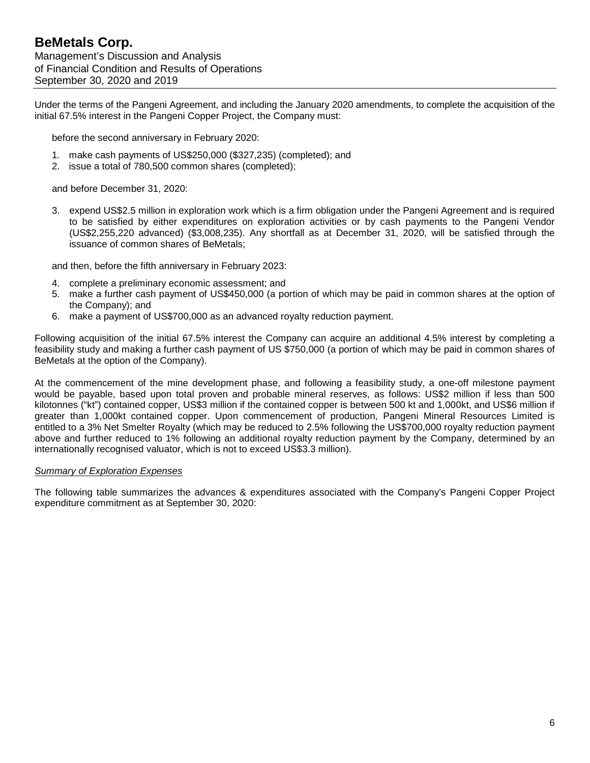Under the terms of the Pangeni Agreement, and including the January 2020 amendments, to complete the acquisition of the initial 67.5% interest in the Pangeni Copper Project, the Company must:

before the second anniversary in February 2020:

1. make cash payments of US$250,000 ($327,235) (completed); and
2. issue a total of 780,500 common shares (completed);

and before December 31, 2020:

3. expend US$2.5 million in exploration work which is a firm obligation under the Pangeni Agreement and is required to be satisfied by either expenditures on exploration activities or by cash payments to the Pangeni Vendor (US$2,255,220 advanced) ($3,008,235). Any shortfall as at December 31, 2020, will be satisfied through the issuance of common shares of BeMetals;

and then, before the fifth anniversary in February 2023:

4. complete a preliminary economic assessment; and
5. make a further cash payment of US$450,000 (a portion of which may be paid in common shares at the option of the Company); and
6. make a payment of US$700,000 as an advanced royalty reduction payment.

Following acquisition of the initial 67.5% interest the Company can acquire an additional 4.5% interest by completing a feasibility study and making a further cash payment of US $750,000 (a portion of which may be paid in common shares of BeMetals at the option of the Company).

At the commencement of the mine development phase, and following a feasibility study, a one-off milestone payment would be payable, based upon total proven and probable mineral reserves, as follows: US$2 million if less than 500 kilotonnes ("kt") contained copper, US$3 million if the contained copper is between 500 kt and 1,000kt, and US$6 million if greater than 1,000kt contained copper. Upon commencement of production, Pangeni Mineral Resources Limited is entitled to a 3% Net Smelter Royalty (which may be reduced to 2.5% following the US$700,000 royalty reduction payment above and further reduced to 1% following an additional royalty reduction payment by the Company, determined by an internationally recognised valuator, which is not to exceed US$3.3 million).

*Summary of Exploration Expenses*

The following table summarizes the advances & expenditures associated with the Company's Pangeni Copper Project expenditure commitment as at September 30, 2020: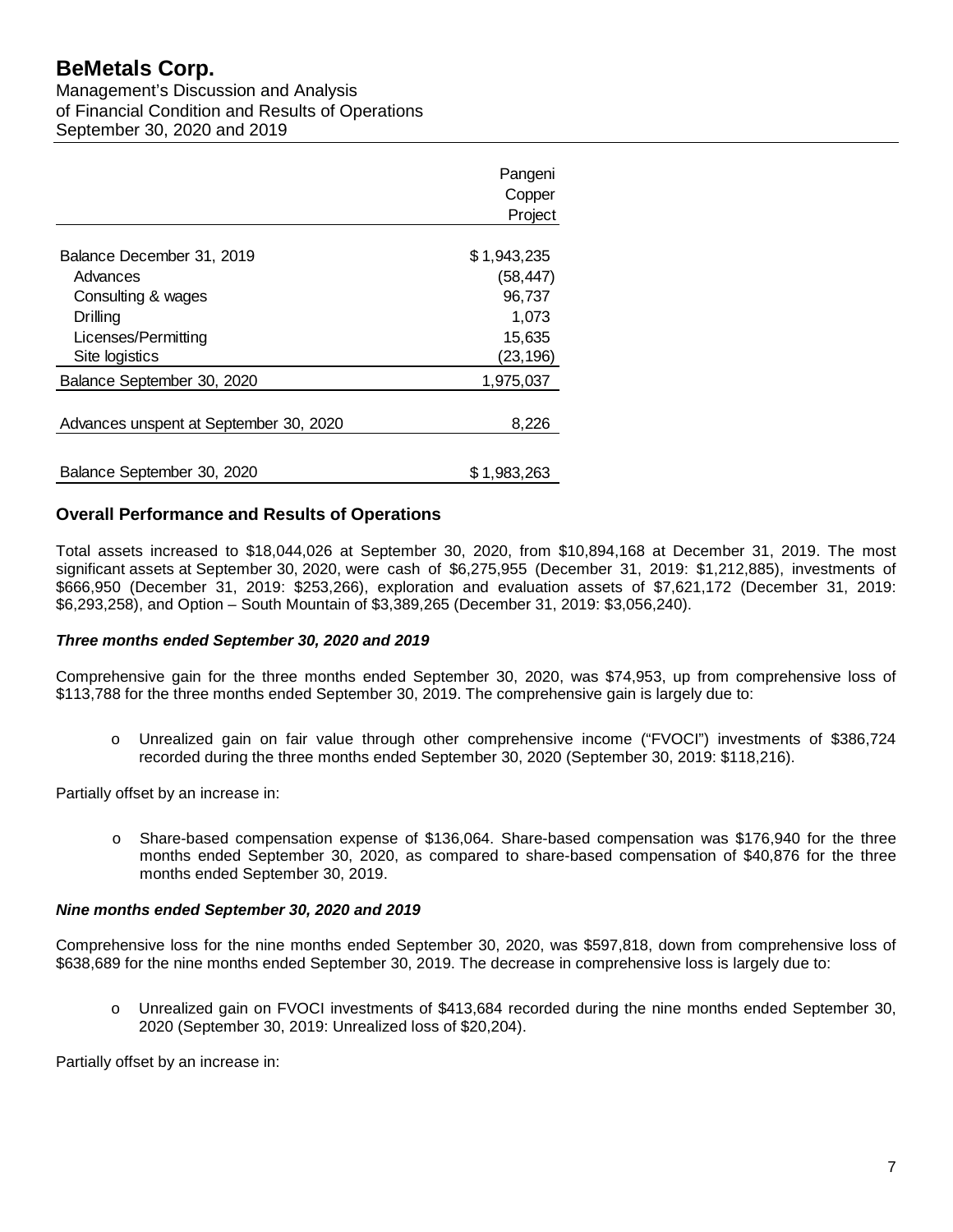| | Pangeni Copper Project |
|---|---|
| Balance December 31, 2019 | $ 1,943,235 |
| Advances | (58,447) |
| Consulting & wages | 96,737 |
| Drilling | 1,073 |
| Licenses/Permitting | 15,635 |
| Site logistics | (23,196) |
| Balance September 30, 2020 | 1,975,037 |
| Advances unspent at September 30, 2020 | 8,226 |
| Balance September 30, 2020 | $ 1,983,263 |

## Overall Performance and Results of Operations

Total assets increased to $18,044,026 at September 30, 2020, from $10,894,168 at December 31, 2019. The most significant assets at September 30, 2020, were cash of $6,275,955 (December 31, 2019: $1,212,885), investments of $666,950 (December 31, 2019: $253,266), exploration and evaluation assets of $7,621,172 (December 31, 2019: $6,293,258), and Option – South Mountain of $3,389,265 (December 31, 2019: $3,056,240).

### *Three months ended September 30, 2020 and 2019*

Comprehensive gain for the three months ended September 30, 2020, was $74,953, up from comprehensive loss of $113,788 for the three months ended September 30, 2019. The comprehensive gain is largely due to:

- Unrealized gain on fair value through other comprehensive income ("FVOCI") investments of $386,724 recorded during the three months ended September 30, 2020 (September 30, 2019: $118,216).

Partially offset by an increase in:

- Share-based compensation expense of $136,064. Share-based compensation was $176,940 for the three months ended September 30, 2020, as compared to share-based compensation of $40,876 for the three months ended September 30, 2019.

### *Nine months ended September 30, 2020 and 2019*

Comprehensive loss for the nine months ended September 30, 2020, was $597,818, down from comprehensive loss of $638,689 for the nine months ended September 30, 2019. The decrease in comprehensive loss is largely due to:

- Unrealized gain on FVOCI investments of $413,684 recorded during the nine months ended September 30, 2020 (September 30, 2019: Unrealized loss of $20,204).

Partially offset by an increase in: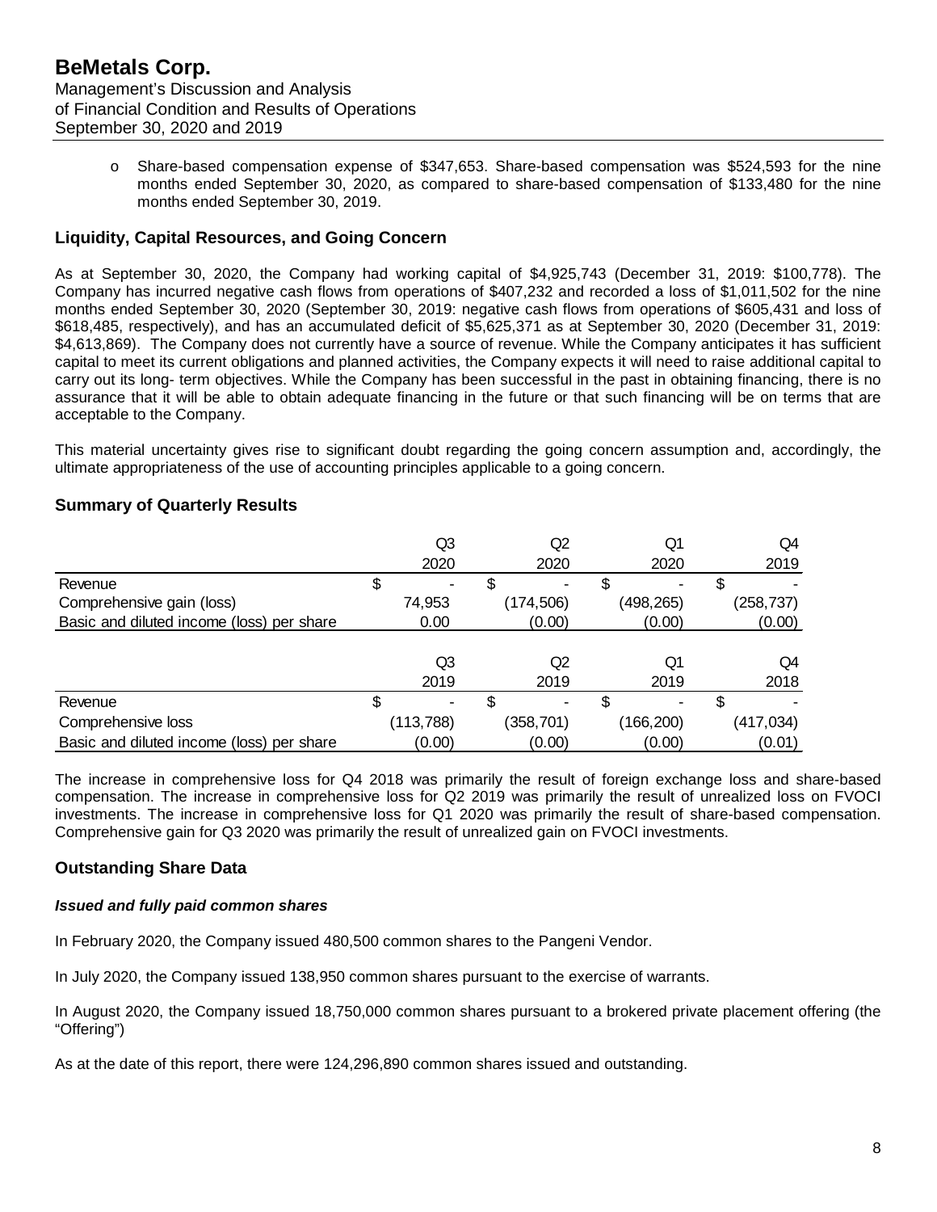- Share-based compensation expense of $347,653. Share-based compensation was $524,593 for the nine months ended September 30, 2020, as compared to share-based compensation of $133,480 for the nine months ended September 30, 2019.

## Liquidity, Capital Resources, and Going Concern

As at September 30, 2020, the Company had working capital of $4,925,743 (December 31, 2019: $100,778). The Company has incurred negative cash flows from operations of $407,232 and recorded a loss of $1,011,502 for the nine months ended September 30, 2020 (September 30, 2019: negative cash flows from operations of $605,431 and loss of $618,485, respectively), and has an accumulated deficit of $5,625,371 as at September 30, 2020 (December 31, 2019: $4,613,869). The Company does not currently have a source of revenue. While the Company anticipates it has sufficient capital to meet its current obligations and planned activities, the Company expects it will need to raise additional capital to carry out its long- term objectives. While the Company has been successful in the past in obtaining financing, there is no assurance that it will be able to obtain adequate financing in the future or that such financing will be on terms that are acceptable to the Company.

This material uncertainty gives rise to significant doubt regarding the going concern assumption and, accordingly, the ultimate appropriateness of the use of accounting principles applicable to a going concern.

## Summary of Quarterly Results

| | Q3 2020 | Q2 2020 | Q1 2020 | Q4 2019 |
|---|---|---|---|---|
| Revenue | $ - | $ - | $ - | $ - |
| Comprehensive gain (loss) | 74,953 | (174,506) | (498,265) | (258,737) |
| Basic and diluted income (loss) per share | 0.00 | (0.00) | (0.00) | (0.00) |

| | Q3 2019 | Q2 2019 | Q1 2019 | Q4 2018 |
|---|---|---|---|---|
| Revenue | $ - | $ - | $ - | $ - |
| Comprehensive loss | (113,788) | (358,701) | (166,200) | (417,034) |
| Basic and diluted income (loss) per share | (0.00) | (0.00) | (0.00) | (0.01) |

The increase in comprehensive loss for Q4 2018 was primarily the result of foreign exchange loss and share-based compensation. The increase in comprehensive loss for Q2 2019 was primarily the result of unrealized loss on FVOCI investments. The increase in comprehensive loss for Q1 2020 was primarily the result of share-based compensation. Comprehensive gain for Q3 2020 was primarily the result of unrealized gain on FVOCI investments.

## Outstanding Share Data

### *Issued and fully paid common shares*

In February 2020, the Company issued 480,500 common shares to the Pangeni Vendor.

In July 2020, the Company issued 138,950 common shares pursuant to the exercise of warrants.

In August 2020, the Company issued 18,750,000 common shares pursuant to a brokered private placement offering (the "Offering")

As at the date of this report, there were 124,296,890 common shares issued and outstanding.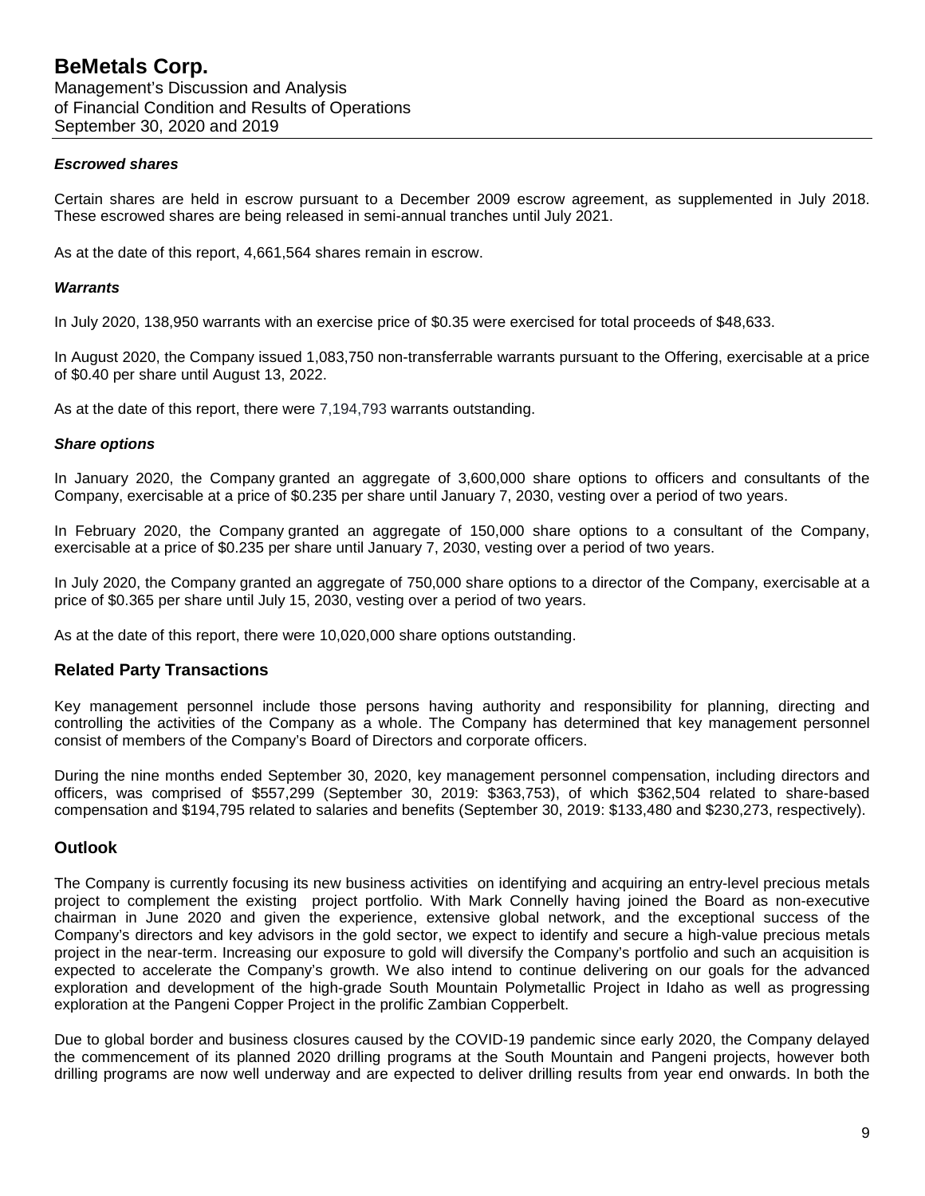### *Escrowed shares*

Certain shares are held in escrow pursuant to a December 2009 escrow agreement, as supplemented in July 2018. These escrowed shares are being released in semi-annual tranches until July 2021.

As at the date of this report, 4,661,564 shares remain in escrow.

### *Warrants*

In July 2020, 138,950 warrants with an exercise price of $0.35 were exercised for total proceeds of $48,633.

In August 2020, the Company issued 1,083,750 non-transferrable warrants pursuant to the Offering, exercisable at a price of $0.40 per share until August 13, 2022.

As at the date of this report, there were 7,194,793 warrants outstanding.

### *Share options*

In January 2020, the Company granted an aggregate of 3,600,000 share options to officers and consultants of the Company, exercisable at a price of $0.235 per share until January 7, 2030, vesting over a period of two years.

In February 2020, the Company granted an aggregate of 150,000 share options to a consultant of the Company, exercisable at a price of $0.235 per share until January 7, 2030, vesting over a period of two years.

In July 2020, the Company granted an aggregate of 750,000 share options to a director of the Company, exercisable at a price of $0.365 per share until July 15, 2030, vesting over a period of two years.

As at the date of this report, there were 10,020,000 share options outstanding.

## Related Party Transactions

Key management personnel include those persons having authority and responsibility for planning, directing and controlling the activities of the Company as a whole. The Company has determined that key management personnel consist of members of the Company's Board of Directors and corporate officers.

During the nine months ended September 30, 2020, key management personnel compensation, including directors and officers, was comprised of $557,299 (September 30, 2019: $363,753), of which $362,504 related to share-based compensation and $194,795 related to salaries and benefits (September 30, 2019: $133,480 and $230,273, respectively).

## Outlook

The Company is currently focusing its new business activities on identifying and acquiring an entry-level precious metals project to complement the existing project portfolio. With Mark Connelly having joined the Board as non-executive chairman in June 2020 and given the experience, extensive global network, and the exceptional success of the Company's directors and key advisors in the gold sector, we expect to identify and secure a high-value precious metals project in the near-term. Increasing our exposure to gold will diversify the Company's portfolio and such an acquisition is expected to accelerate the Company's growth. We also intend to continue delivering on our goals for the advanced exploration and development of the high-grade South Mountain Polymetallic Project in Idaho as well as progressing exploration at the Pangeni Copper Project in the prolific Zambian Copperbelt.

Due to global border and business closures caused by the COVID-19 pandemic since early 2020, the Company delayed the commencement of its planned 2020 drilling programs at the South Mountain and Pangeni projects, however both drilling programs are now well underway and are expected to deliver drilling results from year end onwards. In both the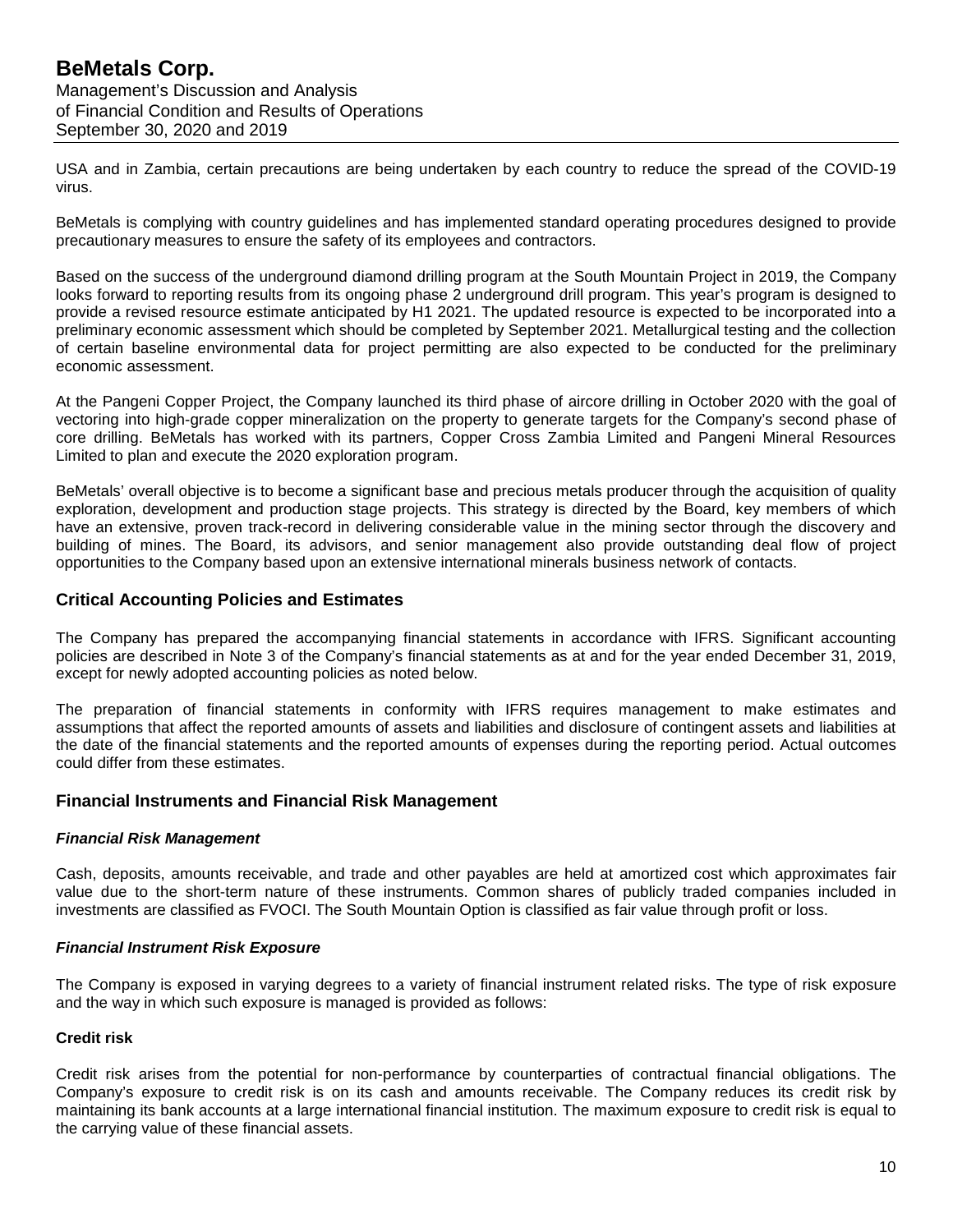USA and in Zambia, certain precautions are being undertaken by each country to reduce the spread of the COVID-19 virus.

BeMetals is complying with country guidelines and has implemented standard operating procedures designed to provide precautionary measures to ensure the safety of its employees and contractors.

Based on the success of the underground diamond drilling program at the South Mountain Project in 2019, the Company looks forward to reporting results from its ongoing phase 2 underground drill program. This year's program is designed to provide a revised resource estimate anticipated by H1 2021. The updated resource is expected to be incorporated into a preliminary economic assessment which should be completed by September 2021. Metallurgical testing and the collection of certain baseline environmental data for project permitting are also expected to be conducted for the preliminary economic assessment.

At the Pangeni Copper Project, the Company launched its third phase of aircore drilling in October 2020 with the goal of vectoring into high-grade copper mineralization on the property to generate targets for the Company's second phase of core drilling. BeMetals has worked with its partners, Copper Cross Zambia Limited and Pangeni Mineral Resources Limited to plan and execute the 2020 exploration program.

BeMetals' overall objective is to become a significant base and precious metals producer through the acquisition of quality exploration, development and production stage projects. This strategy is directed by the Board, key members of which have an extensive, proven track-record in delivering considerable value in the mining sector through the discovery and building of mines. The Board, its advisors, and senior management also provide outstanding deal flow of project opportunities to the Company based upon an extensive international minerals business network of contacts.

## Critical Accounting Policies and Estimates

The Company has prepared the accompanying financial statements in accordance with IFRS. Significant accounting policies are described in Note 3 of the Company's financial statements as at and for the year ended December 31, 2019, except for newly adopted accounting policies as noted below.

The preparation of financial statements in conformity with IFRS requires management to make estimates and assumptions that affect the reported amounts of assets and liabilities and disclosure of contingent assets and liabilities at the date of the financial statements and the reported amounts of expenses during the reporting period. Actual outcomes could differ from these estimates.

## Financial Instruments and Financial Risk Management

### *Financial Risk Management*

Cash, deposits, amounts receivable, and trade and other payables are held at amortized cost which approximates fair value due to the short-term nature of these instruments. Common shares of publicly traded companies included in investments are classified as FVOCI. The South Mountain Option is classified as fair value through profit or loss.

### *Financial Instrument Risk Exposure*

The Company is exposed in varying degrees to a variety of financial instrument related risks. The type of risk exposure and the way in which such exposure is managed is provided as follows:

**Credit risk**

Credit risk arises from the potential for non-performance by counterparties of contractual financial obligations. The Company's exposure to credit risk is on its cash and amounts receivable. The Company reduces its credit risk by maintaining its bank accounts at a large international financial institution. The maximum exposure to credit risk is equal to the carrying value of these financial assets.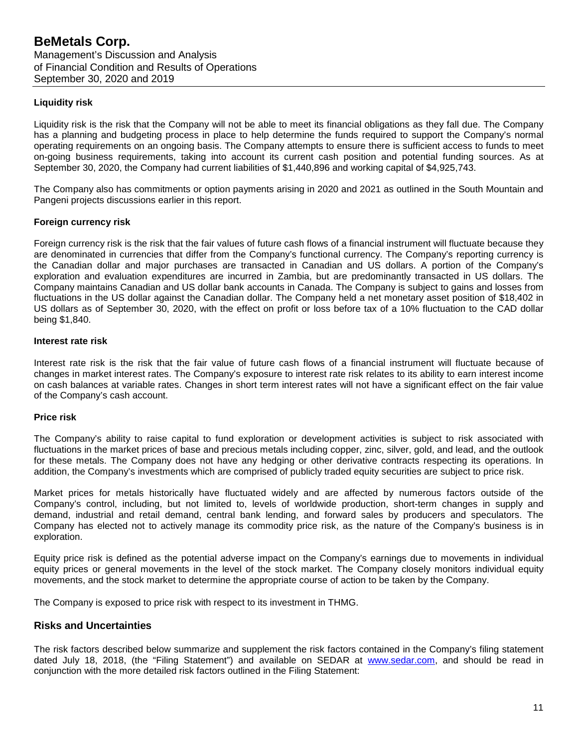### Liquidity risk

Liquidity risk is the risk that the Company will not be able to meet its financial obligations as they fall due. The Company has a planning and budgeting process in place to help determine the funds required to support the Company's normal operating requirements on an ongoing basis. The Company attempts to ensure there is sufficient access to funds to meet on-going business requirements, taking into account its current cash position and potential funding sources. As at September 30, 2020, the Company had current liabilities of $1,440,896 and working capital of $4,925,743.

The Company also has commitments or option payments arising in 2020 and 2021 as outlined in the South Mountain and Pangeni projects discussions earlier in this report.

### Foreign currency risk

Foreign currency risk is the risk that the fair values of future cash flows of a financial instrument will fluctuate because they are denominated in currencies that differ from the Company's functional currency. The Company's reporting currency is the Canadian dollar and major purchases are transacted in Canadian and US dollars. A portion of the Company's exploration and evaluation expenditures are incurred in Zambia, but are predominantly transacted in US dollars. The Company maintains Canadian and US dollar bank accounts in Canada. The Company is subject to gains and losses from fluctuations in the US dollar against the Canadian dollar. The Company held a net monetary asset position of $18,402 in US dollars as of September 30, 2020, with the effect on profit or loss before tax of a 10% fluctuation to the CAD dollar being $1,840.

### Interest rate risk

Interest rate risk is the risk that the fair value of future cash flows of a financial instrument will fluctuate because of changes in market interest rates. The Company's exposure to interest rate risk relates to its ability to earn interest income on cash balances at variable rates. Changes in short term interest rates will not have a significant effect on the fair value of the Company's cash account.

### Price risk

The Company's ability to raise capital to fund exploration or development activities is subject to risk associated with fluctuations in the market prices of base and precious metals including copper, zinc, silver, gold, and lead, and the outlook for these metals. The Company does not have any hedging or other derivative contracts respecting its operations. In addition, the Company's investments which are comprised of publicly traded equity securities are subject to price risk.

Market prices for metals historically have fluctuated widely and are affected by numerous factors outside of the Company's control, including, but not limited to, levels of worldwide production, short-term changes in supply and demand, industrial and retail demand, central bank lending, and forward sales by producers and speculators. The Company has elected not to actively manage its commodity price risk, as the nature of the Company's business is in exploration.

Equity price risk is defined as the potential adverse impact on the Company's earnings due to movements in individual equity prices or general movements in the level of the stock market. The Company closely monitors individual equity movements, and the stock market to determine the appropriate course of action to be taken by the Company.

The Company is exposed to price risk with respect to its investment in THMG.

## Risks and Uncertainties

The risk factors described below summarize and supplement the risk factors contained in the Company's filing statement dated July 18, 2018, (the "Filing Statement") and available on SEDAR at www.sedar.com, and should be read in conjunction with the more detailed risk factors outlined in the Filing Statement: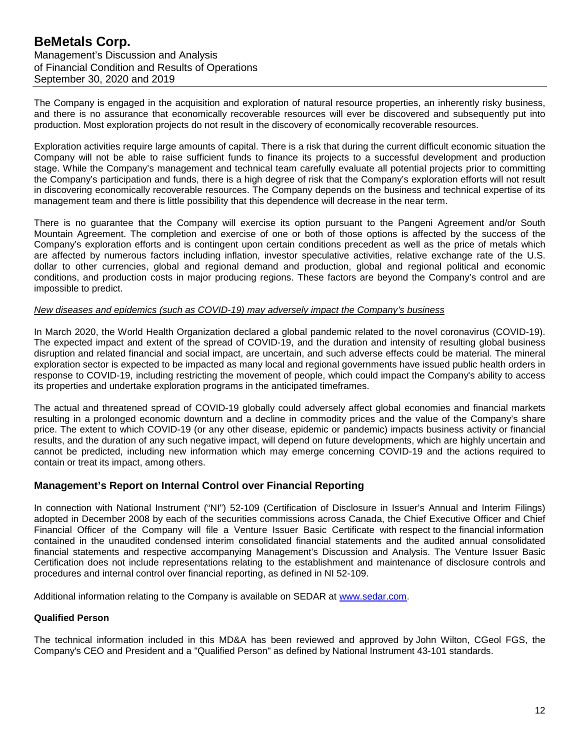The Company is engaged in the acquisition and exploration of natural resource properties, an inherently risky business, and there is no assurance that economically recoverable resources will ever be discovered and subsequently put into production. Most exploration projects do not result in the discovery of economically recoverable resources.

Exploration activities require large amounts of capital. There is a risk that during the current difficult economic situation the Company will not be able to raise sufficient funds to finance its projects to a successful development and production stage. While the Company's management and technical team carefully evaluate all potential projects prior to committing the Company's participation and funds, there is a high degree of risk that the Company's exploration efforts will not result in discovering economically recoverable resources. The Company depends on the business and technical expertise of its management team and there is little possibility that this dependence will decrease in the near term.

There is no guarantee that the Company will exercise its option pursuant to the Pangeni Agreement and/or South Mountain Agreement. The completion and exercise of one or both of those options is affected by the success of the Company's exploration efforts and is contingent upon certain conditions precedent as well as the price of metals which are affected by numerous factors including inflation, investor speculative activities, relative exchange rate of the U.S. dollar to other currencies, global and regional demand and production, global and regional political and economic conditions, and production costs in major producing regions. These factors are beyond the Company's control and are impossible to predict.

*New diseases and epidemics (such as COVID-19) may adversely impact the Company's business*

In March 2020, the World Health Organization declared a global pandemic related to the novel coronavirus (COVID-19). The expected impact and extent of the spread of COVID-19, and the duration and intensity of resulting global business disruption and related financial and social impact, are uncertain, and such adverse effects could be material. The mineral exploration sector is expected to be impacted as many local and regional governments have issued public health orders in response to COVID-19, including restricting the movement of people, which could impact the Company's ability to access its properties and undertake exploration programs in the anticipated timeframes.

The actual and threatened spread of COVID-19 globally could adversely affect global economies and financial markets resulting in a prolonged economic downturn and a decline in commodity prices and the value of the Company's share price. The extent to which COVID-19 (or any other disease, epidemic or pandemic) impacts business activity or financial results, and the duration of any such negative impact, will depend on future developments, which are highly uncertain and cannot be predicted, including new information which may emerge concerning COVID-19 and the actions required to contain or treat its impact, among others.

## Management's Report on Internal Control over Financial Reporting

In connection with National Instrument ("NI") 52-109 (Certification of Disclosure in Issuer's Annual and Interim Filings) adopted in December 2008 by each of the securities commissions across Canada, the Chief Executive Officer and Chief Financial Officer of the Company will file a Venture Issuer Basic Certificate with respect to the financial information contained in the unaudited condensed interim consolidated financial statements and the audited annual consolidated financial statements and respective accompanying Management's Discussion and Analysis. The Venture Issuer Basic Certification does not include representations relating to the establishment and maintenance of disclosure controls and procedures and internal control over financial reporting, as defined in NI 52-109.

Additional information relating to the Company is available on SEDAR at www.sedar.com.

**Qualified Person**

The technical information included in this MD&A has been reviewed and approved by John Wilton, CGeol FGS, the Company's CEO and President and a "Qualified Person" as defined by National Instrument 43-101 standards.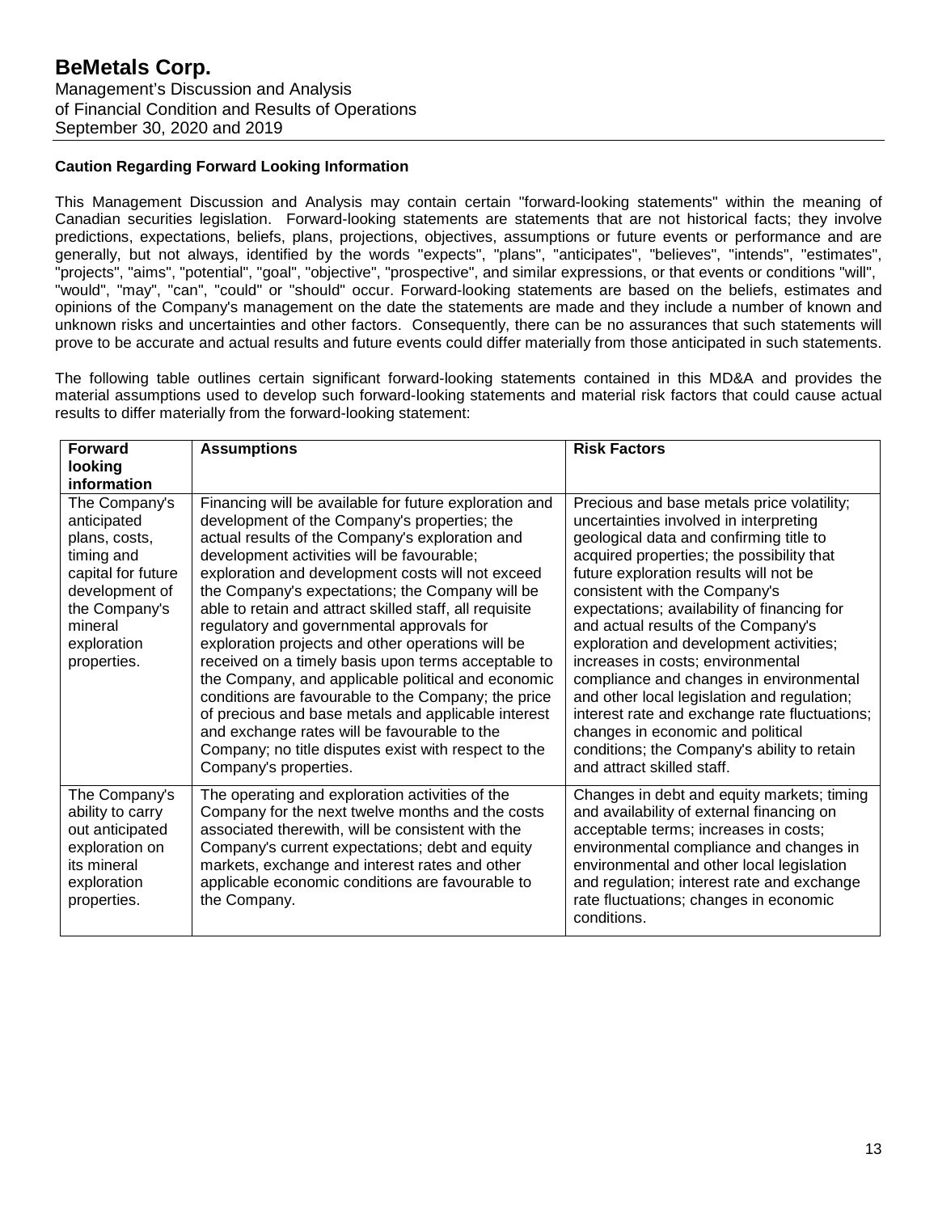## Caution Regarding Forward Looking Information

This Management Discussion and Analysis may contain certain "forward-looking statements" within the meaning of Canadian securities legislation. Forward-looking statements are statements that are not historical facts; they involve predictions, expectations, beliefs, plans, projections, objectives, assumptions or future events or performance and are generally, but not always, identified by the words "expects", "plans", "anticipates", "believes", "intends", "estimates", "projects", "aims", "potential", "goal", "objective", "prospective", and similar expressions, or that events or conditions "will", "would", "may", "can", "could" or "should" occur. Forward-looking statements are based on the beliefs, estimates and opinions of the Company's management on the date the statements are made and they include a number of known and unknown risks and uncertainties and other factors. Consequently, there can be no assurances that such statements will prove to be accurate and actual results and future events could differ materially from those anticipated in such statements.

The following table outlines certain significant forward-looking statements contained in this MD&A and provides the material assumptions used to develop such forward-looking statements and material risk factors that could cause actual results to differ materially from the forward-looking statement:

| Forward looking information | Assumptions | Risk Factors |
|---|---|---|
| The Company's anticipated plans, costs, timing and capital for future development of the Company's mineral exploration properties. | Financing will be available for future exploration and development of the Company's properties; the actual results of the Company's exploration and development activities will be favourable; exploration and development costs will not exceed the Company's expectations; the Company will be able to retain and attract skilled staff, all requisite regulatory and governmental approvals for exploration projects and other operations will be received on a timely basis upon terms acceptable to the Company, and applicable political and economic conditions are favourable to the Company; the price of precious and base metals and applicable interest and exchange rates will be favourable to the Company; no title disputes exist with respect to the Company's properties. | Precious and base metals price volatility; uncertainties involved in interpreting geological data and confirming title to acquired properties; the possibility that future exploration results will not be consistent with the Company's expectations; availability of financing for and actual results of the Company's exploration and development activities; increases in costs; environmental compliance and changes in environmental and other local legislation and regulation; interest rate and exchange rate fluctuations; changes in economic and political conditions; the Company's ability to retain and attract skilled staff. |
| The Company's ability to carry out anticipated exploration on its mineral exploration properties. | The operating and exploration activities of the Company for the next twelve months and the costs associated therewith, will be consistent with the Company's current expectations; debt and equity markets, exchange and interest rates and other applicable economic conditions are favourable to the Company. | Changes in debt and equity markets; timing and availability of external financing on acceptable terms; increases in costs; environmental compliance and changes in environmental and other local legislation and regulation; interest rate and exchange rate fluctuations; changes in economic conditions. |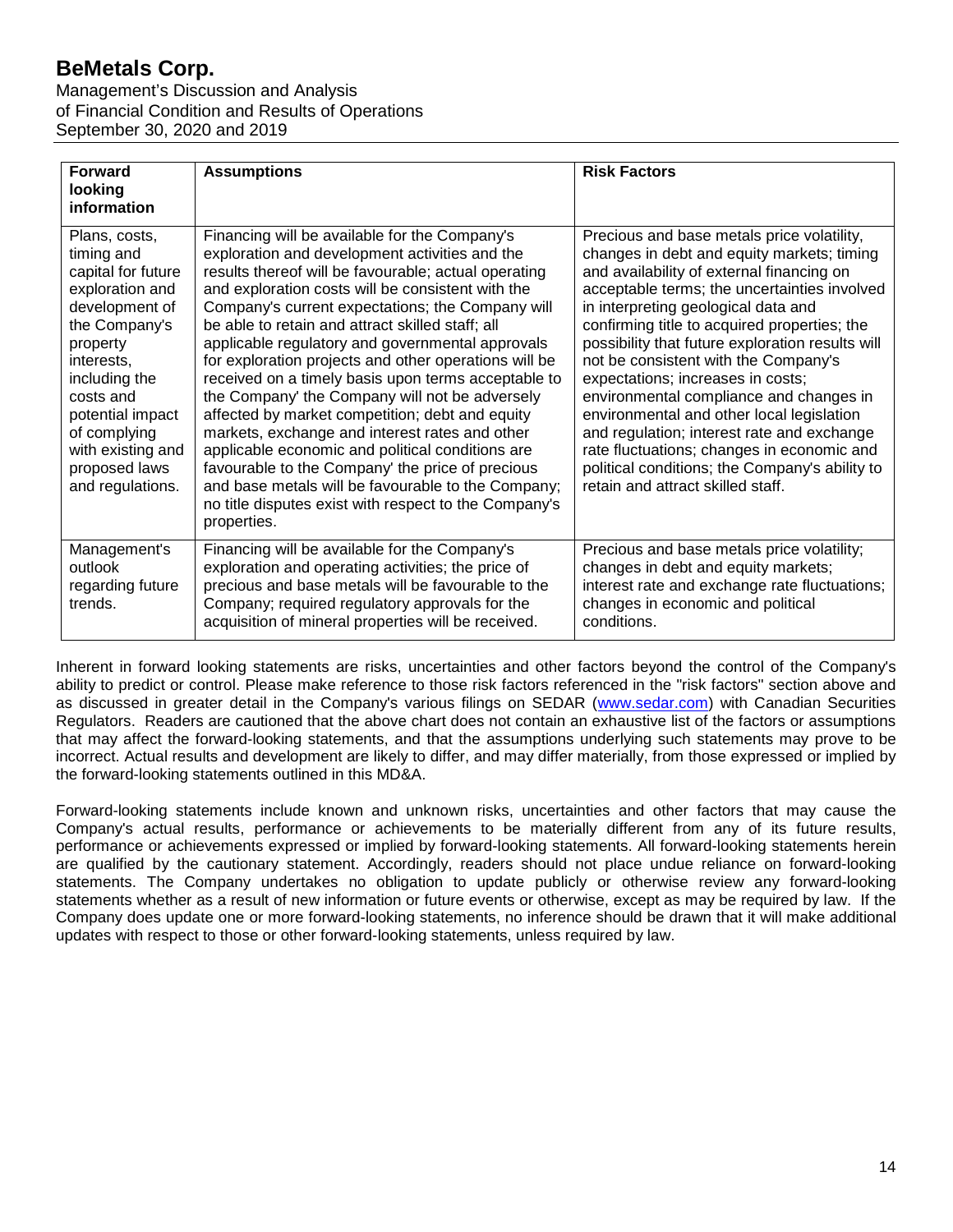| Forward looking information | Assumptions | Risk Factors |
|---|---|---|
| Plans, costs, timing and capital for future exploration and development of the Company's property interests, including the costs and potential impact of complying with existing and proposed laws and regulations. | Financing will be available for the Company's exploration and development activities and the results thereof will be favourable; actual operating and exploration costs will be consistent with the Company's current expectations; the Company will be able to retain and attract skilled staff; all applicable regulatory and governmental approvals for exploration projects and other operations will be received on a timely basis upon terms acceptable to the Company' the Company will not be adversely affected by market competition; debt and equity markets, exchange and interest rates and other applicable economic and political conditions are favourable to the Company' the price of precious and base metals will be favourable to the Company; no title disputes exist with respect to the Company's properties. | Precious and base metals price volatility, changes in debt and equity markets; timing and availability of external financing on acceptable terms; the uncertainties involved in interpreting geological data and confirming title to acquired properties; the possibility that future exploration results will not be consistent with the Company's expectations; increases in costs; environmental compliance and changes in environmental and other local legislation and regulation; interest rate and exchange rate fluctuations; changes in economic and political conditions; the Company's ability to retain and attract skilled staff. |
| Management's outlook regarding future trends. | Financing will be available for the Company's exploration and operating activities; the price of precious and base metals will be favourable to the Company; required regulatory approvals for the acquisition of mineral properties will be received. | Precious and base metals price volatility; changes in debt and equity markets; interest rate and exchange rate fluctuations; changes in economic and political conditions. |

Inherent in forward looking statements are risks, uncertainties and other factors beyond the control of the Company's ability to predict or control. Please make reference to those risk factors referenced in the "risk factors" section above and as discussed in greater detail in the Company's various filings on SEDAR (www.sedar.com) with Canadian Securities Regulators. Readers are cautioned that the above chart does not contain an exhaustive list of the factors or assumptions that may affect the forward-looking statements, and that the assumptions underlying such statements may prove to be incorrect. Actual results and development are likely to differ, and may differ materially, from those expressed or implied by the forward-looking statements outlined in this MD&A.

Forward-looking statements include known and unknown risks, uncertainties and other factors that may cause the Company's actual results, performance or achievements to be materially different from any of its future results, performance or achievements expressed or implied by forward-looking statements. All forward-looking statements herein are qualified by the cautionary statement. Accordingly, readers should not place undue reliance on forward-looking statements. The Company undertakes no obligation to update publicly or otherwise review any forward-looking statements whether as a result of new information or future events or otherwise, except as may be required by law. If the Company does update one or more forward-looking statements, no inference should be drawn that it will make additional updates with respect to those or other forward-looking statements, unless required by law.